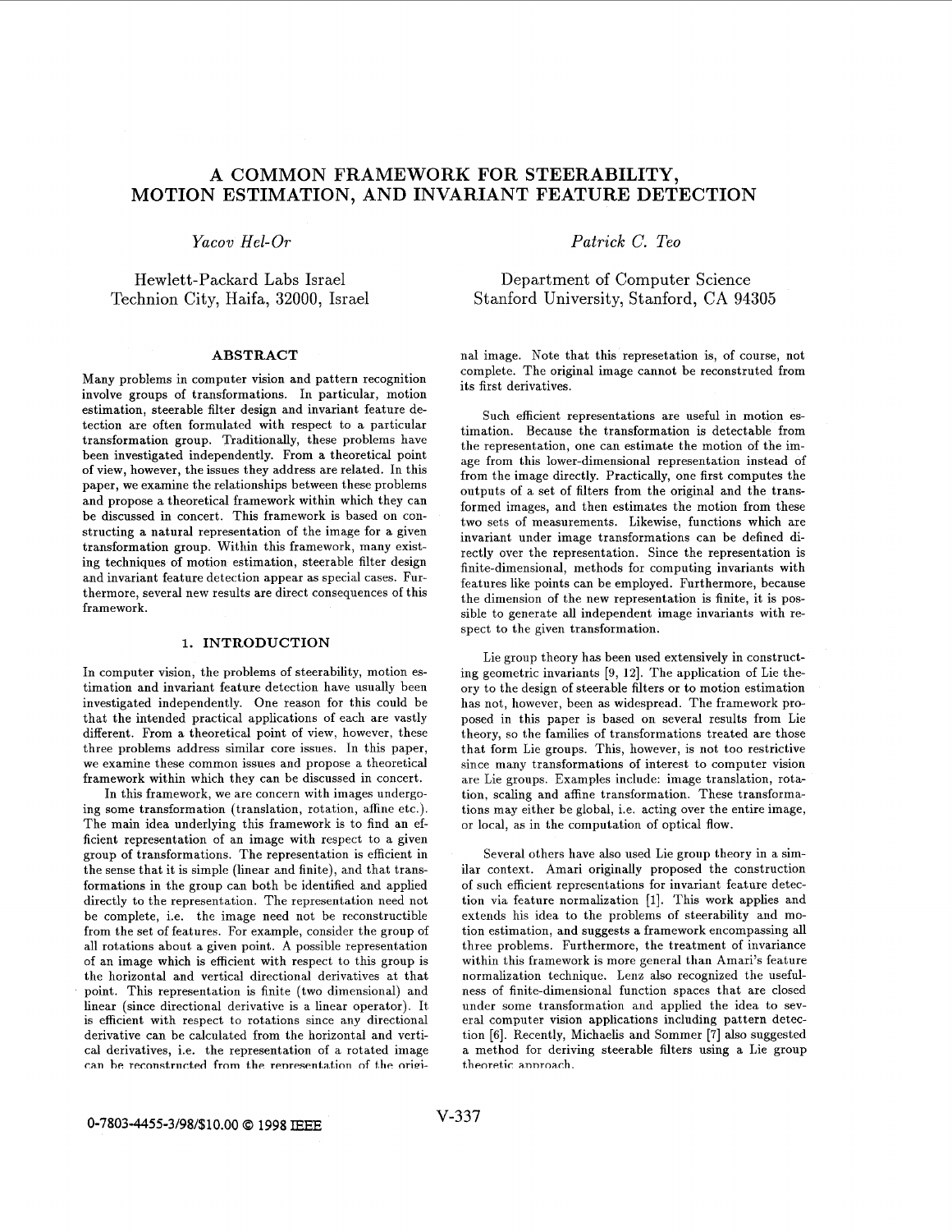# A COMMON FRAMEWORK FOR STEERABILITY, MOTION ESTIMATION, AND INVARIANT FEATURE DETECTION

*Yacov Hel-Or*

Hewlett-Packard Labs Israel
Technion City, Haifa, 32000, Israel

*Patrick C. Teo*

Department of Computer Science
Stanford University, Stanford, CA 94305

## ABSTRACT

Many problems in computer vision and pattern recognition involve groups of transformations. In particular, motion estimation, steerable filter design and invariant feature detection are often formulated with respect to a particular transformation group. Traditionally, these problems have been investigated independently. From a theoretical point of view, however, the issues they address are related. In this paper, we examine the relationships between these problems and propose a theoretical framework within which they can be discussed in concert. This framework is based on constructing a natural representation of the image for a given transformation group. Within this framework, many existing techniques of motion estimation, steerable filter design and invariant feature detection appear as special cases. Furthermore, several new results are direct consequences of this framework.

## 1. INTRODUCTION

In computer vision, the problems of steerability, motion estimation and invariant feature detection have usually been investigated independently. One reason for this could be that the intended practical applications of each are vastly different. From a theoretical point of view, however, these three problems address similar core issues. In this paper, we examine these common issues and propose a theoretical framework within which they can be discussed in concert.

In this framework, we are concern with images undergoing some transformation (translation, rotation, affine etc.). The main idea underlying this framework is to find an efficient representation of an image with respect to a given group of transformations. The representation is efficient in the sense that it is simple (linear and finite), and that transformations in the group can both be identified and applied directly to the representation. The representation need not be complete, i.e. the image need not be reconstructible from the set of features. For example, consider the group of all rotations about a given point. A possible representation of an image which is efficient with respect to this group is the horizontal and vertical directional derivatives at that point. This representation is finite (two dimensional) and linear (since directional derivative is a linear operator). It is efficient with respect to rotations since any directional derivative can be calculated from the horizontal and vertical derivatives, i.e. the representation of a rotated image can be reconstructed from the representation of the original image. Note that this represetation is, of course, not complete. The original image cannot be reconstruted from its first derivatives.

Such efficient representations are useful in motion estimation. Because the transformation is detectable from the representation, one can estimate the motion of the image from this lower-dimensional representation instead of from the image directly. Practically, one first computes the outputs of a set of filters from the original and the transformed images, and then estimates the motion from these two sets of measurements. Likewise, functions which are invariant under image transformations can be defined directly over the representation. Since the representation is finite-dimensional, methods for computing invariants with features like points can be employed. Furthermore, because the dimension of the new representation is finite, it is possible to generate all independent image invariants with respect to the given transformation.

Lie group theory has been used extensively in constructing geometric invariants [9, 12]. The application of Lie theory to the design of steerable filters or to motion estimation has not, however, been as widespread. The framework proposed in this paper is based on several results from Lie theory, so the families of transformations treated are those that form Lie groups. This, however, is not too restrictive since many transformations of interest to computer vision are Lie groups. Examples include: image translation, rotation, scaling and affine transformation. These transformations may either be global, i.e. acting over the entire image, or local, as in the computation of optical flow.

Several others have also used Lie group theory in a similar context. Amari originally proposed the construction of such efficient representations for invariant feature detection via feature normalization [1]. This work applies and extends his idea to the problems of steerability and motion estimation, and suggests a framework encompassing all three problems. Furthermore, the treatment of invariance within this framework is more general than Amari's feature normalization technique. Lenz also recognized the usefulness of finite-dimensional function spaces that are closed under some transformation and applied the idea to several computer vision applications including pattern detection [6]. Recently, Michaelis and Sommer [7] also suggested a method for deriving steerable filters using a Lie group theoretic approach.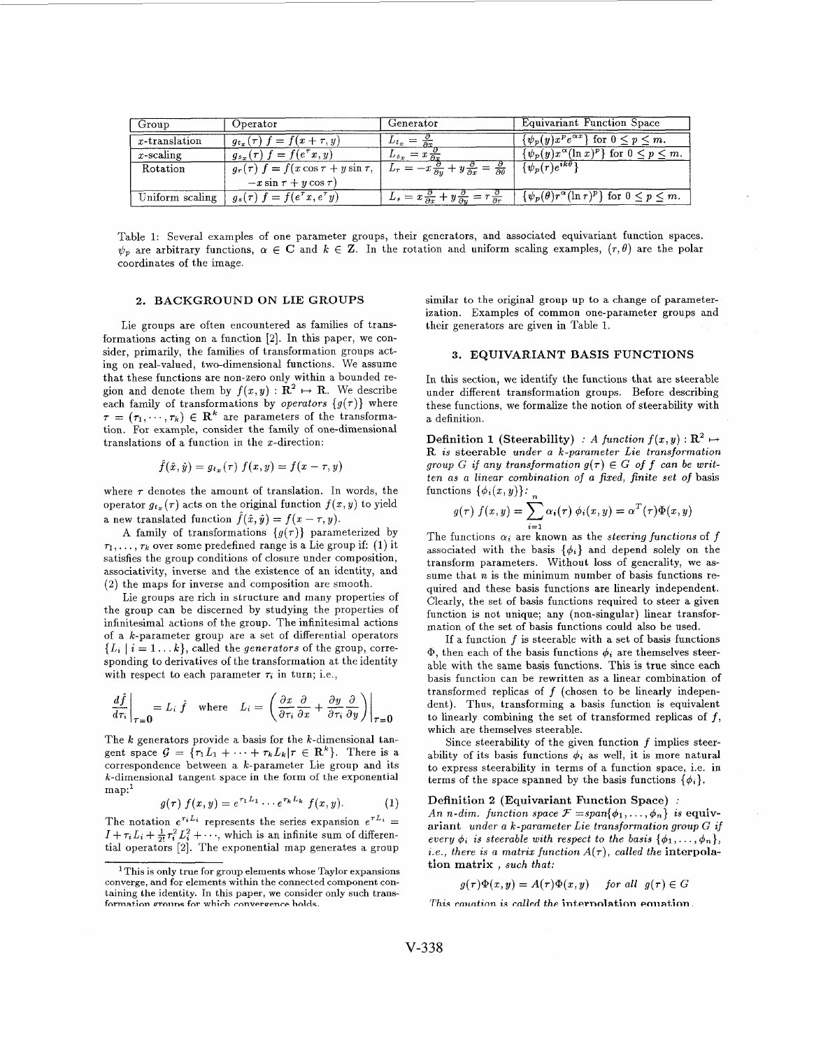| Group | Operator | Generator | Equivariant Function Space |
| --- | --- | --- | --- |
| $x$-translation | $g_{t_x}(\tau)\, f = f(x+\tau, y)$ | $L_{t_x} = \frac{\partial}{\partial x}$ | $\{\psi_p(y) x^p e^{\alpha x}\}$ for $0 \leq p \leq m$. |
| $x$-scaling | $g_{s_x}(\tau)\, f = f(e^\tau x, y)$ | $L_{s_x} = x\frac{\partial}{\partial x}$ | $\{\psi_p(y) x^\alpha (\ln x)^p\}$ for $0 \leq p \leq m$. |
| Rotation | $g_r(\tau)\, f = f(x\cos\tau + y\sin\tau,$ $-x\sin\tau + y\cos\tau)$ | $L_r = -x\frac{\partial}{\partial y} + y\frac{\partial}{\partial x} = \frac{\partial}{\partial \theta}$ | $\{\psi_p(r) e^{ik\theta}\}$ |
| Uniform scaling | $g_s(\tau)\, f = f(e^\tau x, e^\tau y)$ | $L_s = x\frac{\partial}{\partial x} + y\frac{\partial}{\partial y} = r\frac{\partial}{\partial r}$ | $\{\psi_p(\theta) r^\alpha (\ln r)^p\}$ for $0 \leq p \leq m$. |

Table 1: Several examples of one parameter groups, their generators, and associated equivariant function spaces. $\psi_p$ are arbitrary functions, $\alpha \in \mathbf{C}$ and $k \in \mathbf{Z}$. In the rotation and uniform scaling examples, $(r, \theta)$ are the polar coordinates of the image.

## 2. BACKGROUND ON LIE GROUPS

Lie groups are often encountered as families of transformations acting on a function [2]. In this paper, we consider, primarily, the families of transformation groups acting on real-valued, two-dimensional functions. We assume that these functions are non-zero only within a bounded region and denote them by $f(x,y) : \mathbf{R}^2 \mapsto \mathbf{R}$. We describe each family of transformations by *operators* $\{g(\tau)\}$ where $\tau = (\tau_1, \cdots, \tau_k) \in \mathbf{R}^k$ are parameters of the transformation. For example, consider the family of one-dimensional translations of a function in the $x$-direction:

$$\hat{f}(\hat{x}, \hat{y}) = g_{t_x}(\tau)\, f(x,y) = f(x - \tau, y)$$

where $\tau$ denotes the amount of translation. In words, the operator $g_{t_x}(\tau)$ acts on the original function $f(x,y)$ to yield a new translated function $\hat{f}(\hat{x}, \hat{y}) = f(x - \tau, y)$.

A family of transformations $\{g(\tau)\}$ parameterized by $\tau_1, \ldots, \tau_k$ over some predefined range is a Lie group if: (1) it satisfies the group conditions of closure under composition, associativity, inverse and the existence of an identity, and (2) the maps for inverse and composition are smooth.

Lie groups are rich in structure and many properties of the group can be discerned by studying the properties of the infinitesimal actions of the group. The infinitesimal actions of a $k$-parameter group are a set of differential operators $\{L_i \mid i = 1 \ldots k\}$, called the *generators* of the group, corresponding to derivatives of the transformation at the identity with respect to each parameter $\tau_i$ in turn; i.e.,

$$\left.\frac{d\hat{f}}{d\tau_i}\right|_{\tau=0} = L_i\, \hat{f} \quad \text{where} \quad L_i = \left.\left(\frac{\partial x}{\partial \tau_i}\frac{\partial}{\partial x} + \frac{\partial y}{\partial \tau_i}\frac{\partial}{\partial y}\right)\right|_{\tau=0}$$

The $k$ generators provide a basis for the $k$-dimensional tangent space $\mathcal{G} = \{\tau_1 L_1 + \cdots + \tau_k L_k \mid \tau \in \mathbf{R}^k\}$. There is a correspondence between a $k$-parameter Lie group and its $k$-dimensional tangent space in the form of the exponential map:[1]

$$g(\tau)\, f(x,y) = e^{\tau_1 L_1} \cdots e^{\tau_k L_k}\, f(x,y). \tag{1}$$

The notation $e^{\tau_i L_i}$ represents the series expansion $e^{\tau L_i} = I + \tau_i L_i + \frac{1}{2!}\tau_i^2 L_i^2 + \cdots$, which is an infinite sum of differential operators [2]. The exponential map generates a group similar to the original group up to a change of parameterization. Examples of common one-parameter groups and their generators are given in Table 1.

[1] This is only true for group elements whose Taylor expansions converge, and for elements within the connected component containing the identity. In this paper, we consider only such transformation groups for which convergence holds.

## 3. EQUIVARIANT BASIS FUNCTIONS

In this section, we identify the functions that are steerable under different transformation groups. Before describing these functions, we formalize the notion of steerability with a definition.

**Definition 1 (Steerability)** *: A function $f(x,y) : \mathbf{R}^2 \mapsto \mathbf{R}$ is* steerable *under a $k$-parameter Lie transformation group $G$ if any transformation $g(\tau) \in G$ of $f$ can be written as a linear combination of a fixed, finite set of* basis functions $\{\phi_i(x,y)\}$*:*

$$g(\tau)\, f(x,y) = \sum_{i=1}^{n} \alpha_i(\tau)\, \phi_i(x,y) = \alpha^T(\tau)\Phi(x,y)$$

The functions $\alpha_i$ are known as the *steering functions* of $f$ associated with the basis $\{\phi_i\}$ and depend solely on the transform parameters. Without loss of generality, we assume that $n$ is the minimum number of basis functions required and these basis functions are linearly independent. Clearly, the set of basis functions required to steer a given function is not unique; any (non-singular) linear transformation of the set of basis functions could also be used.

If a function $f$ is steerable with a set of basis functions $\Phi$, then each of the basis functions $\phi_i$ are themselves steerable with the same basis functions. This is true since each basis function can be rewritten as a linear combination of transformed replicas of $f$ (chosen to be linearly independent). Thus, transforming a basis function is equivalent to linearly combining the set of transformed replicas of $f$, which are themselves steerable.

Since steerability of the given function $f$ implies steerability of its basis functions $\phi_i$ as well, it is more natural to express steerability in terms of a function space, i.e. in terms of the space spanned by the basis functions $\{\phi_i\}$.

**Definition 2 (Equivariant Function Space)** *: An $n$-dim. function space $\mathcal{F} = \text{span}\{\phi_1, \ldots, \phi_n\}$ is* **equivariant** *under a $k$-parameter Lie transformation group $G$ if every $\phi_i$ is steerable with respect to the basis $\{\phi_1, \ldots, \phi_n\}$, i.e., there is a matrix function $A(\tau)$, called the* **interpolation matrix** *, such that:*

$$g(\tau)\Phi(x,y) = A(\tau)\Phi(x,y) \quad \text{for all } g(\tau) \in G$$

*This equation is called the* **interpolation equation**.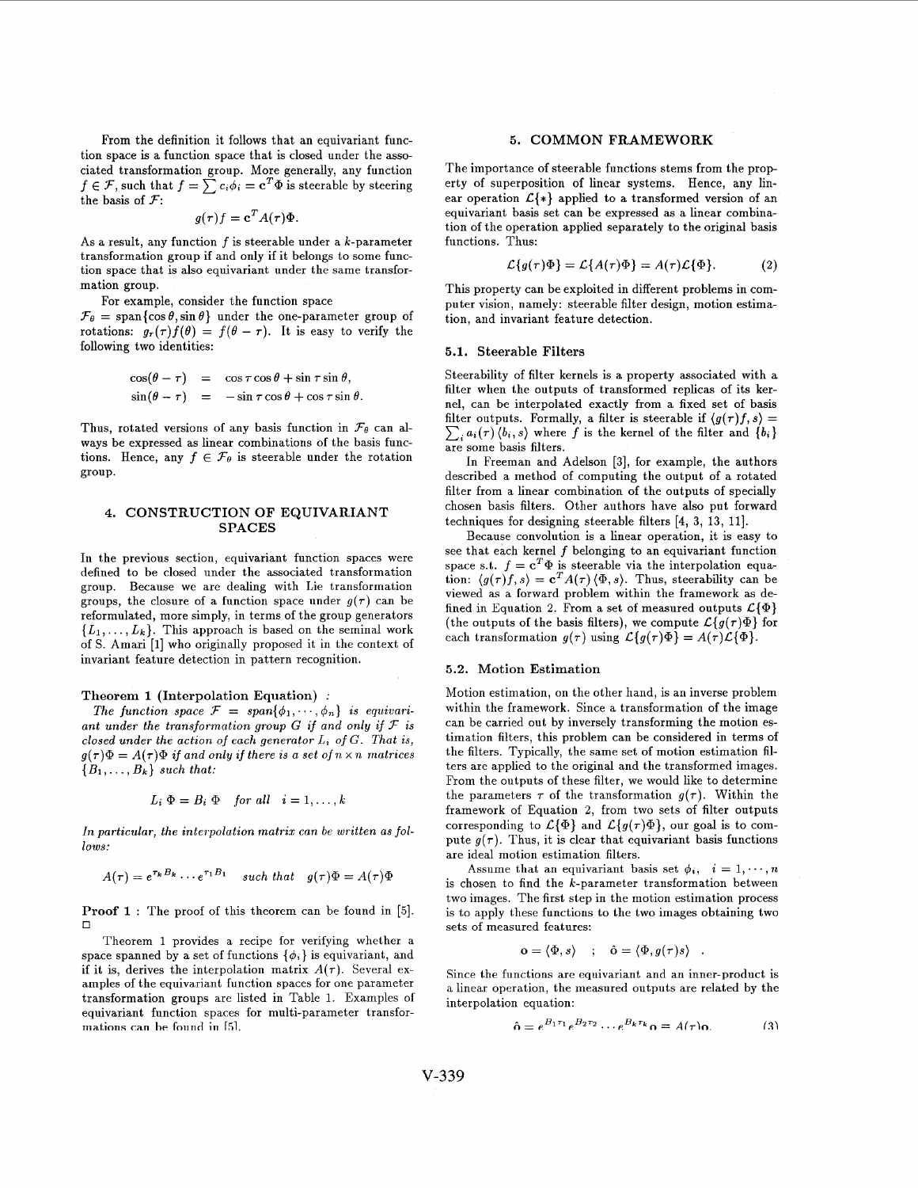From the definition it follows that an equivariant function space is a function space that is closed under the associated transformation group. More generally, any function $f \in \mathcal{F}$, such that $f = \sum c_i \phi_i = \mathbf{c}^T \Phi$ is steerable by steering the basis of $\mathcal{F}$:

$$g(\tau) f = \mathbf{c}^T A(\tau) \Phi.$$

As a result, any function $f$ is steerable under a $k$-parameter transformation group if and only if it belongs to some function space that is also equivariant under the same transformation group.

For example, consider the function space $\mathcal{F}_\theta = \text{span}\{\cos\theta, \sin\theta\}$ under the one-parameter group of rotations: $g_r(\tau) f(\theta) = f(\theta - \tau)$. It is easy to verify the following two identities:

$$\begin{aligned}
\cos(\theta - \tau) &= \cos\tau \cos\theta + \sin\tau \sin\theta, \\
\sin(\theta - \tau) &= -\sin\tau \cos\theta + \cos\tau \sin\theta.
\end{aligned}$$

Thus, rotated versions of any basis function in $\mathcal{F}_\theta$ can always be expressed as linear combinations of the basis functions. Hence, any $f \in \mathcal{F}_\theta$ is steerable under the rotation group.

## 4. CONSTRUCTION OF EQUIVARIANT SPACES

In the previous section, equivariant function spaces were defined to be closed under the associated transformation group. Because we are dealing with Lie transformation groups, the closure of a function space under $g(\tau)$ can be reformulated, more simply, in terms of the group generators $\{L_1, \ldots, L_k\}$. This approach is based on the seminal work of S. Amari [1] who originally proposed it in the context of invariant feature detection in pattern recognition.

**Theorem 1 (Interpolation Equation)** *:*
*The function space $\mathcal{F} = span\{\phi_1, \cdots, \phi_n\}$ is equivariant under the transformation group $G$ if and only if $\mathcal{F}$ is closed under the action of each generator $L_i$ of $G$. That is, $g(\tau)\Phi = A(\tau)\Phi$ if and only if there is a set of $n \times n$ matrices $\{B_1, \ldots, B_k\}$ such that:*

$$L_i \, \Phi = B_i \, \Phi \quad \textit{for all} \quad i = 1, \ldots, k$$

*In particular, the interpolation matrix can be written as follows:*

$$A(\tau) = e^{\tau_k B_k} \cdots e^{\tau_1 B_1} \quad \textit{such that} \quad g(\tau)\Phi = A(\tau)\Phi$$

**Proof 1** : The proof of this theorem can be found in [5]. □

Theorem 1 provides a recipe for verifying whether a space spanned by a set of functions $\{\phi_i\}$ is equivariant, and if it is, derives the interpolation matrix $A(\tau)$. Several examples of the equivariant function spaces for one parameter transformation groups are listed in Table 1. Examples of equivariant function spaces for multi-parameter transformations can be found in [5].

## 5. COMMON FRAMEWORK

The importance of steerable functions stems from the property of superposition of linear systems. Hence, any linear operation $\mathcal{L}\{*\}$ applied to a transformed version of an equivariant basis set can be expressed as a linear combination of the operation applied separately to the original basis functions. Thus:

$$\mathcal{L}\{g(\tau)\Phi\} = \mathcal{L}\{A(\tau)\Phi\} = A(\tau)\mathcal{L}\{\Phi\}. \tag{2}$$

This property can be exploited in different problems in computer vision, namely: steerable filter design, motion estimation, and invariant feature detection.

### 5.1. Steerable Filters

Steerability of filter kernels is a property associated with a filter when the outputs of transformed replicas of its kernel, can be interpolated exactly from a fixed set of basis filter outputs. Formally, a filter is steerable if $\langle g(\tau) f, s\rangle = \sum_i a_i(\tau) \langle b_i, s\rangle$ where $f$ is the kernel of the filter and $\{b_i\}$ are some basis filters.

In Freeman and Adelson [3], for example, the authors described a method of computing the output of a rotated filter from a linear combination of the outputs of specially chosen basis filters. Other authors have also put forward techniques for designing steerable filters [4, 3, 13, 11].

Because convolution is a linear operation, it is easy to see that each kernel $f$ belonging to an equivariant function space s.t. $f = \mathbf{c}^T\Phi$ is steerable via the interpolation equation: $\langle g(\tau) f, s\rangle = \mathbf{c}^T A(\tau) \langle \Phi, s\rangle$. Thus, steerability can be viewed as a forward problem within the framework as defined in Equation 2. From a set of measured outputs $\mathcal{L}\{\Phi\}$ (the outputs of the basis filters), we compute $\mathcal{L}\{g(\tau)\Phi\}$ for each transformation $g(\tau)$ using $\mathcal{L}\{g(\tau)\Phi\} = A(\tau)\mathcal{L}\{\Phi\}$.

### 5.2. Motion Estimation

Motion estimation, on the other hand, is an inverse problem within the framework. Since a transformation of the image can be carried out by inversely transforming the motion estimation filters, this problem can be considered in terms of the filters. Typically, the same set of motion estimation filters are applied to the original and the transformed images. From the outputs of these filter, we would like to determine the parameters $\tau$ of the transformation $g(\tau)$. Within the framework of Equation 2, from two sets of filter outputs corresponding to $\mathcal{L}\{\Phi\}$ and $\mathcal{L}\{g(\tau)\Phi\}$, our goal is to compute $g(\tau)$. Thus, it is clear that equivariant basis functions are ideal motion estimation filters.

Assume that an equivariant basis set $\phi_i$, $i = 1, \cdots, n$ is chosen to find the $k$-parameter transformation between two images. The first step in the motion estimation process is to apply these functions to the two images obtaining two sets of measured features:

$$\mathbf{o} = \langle \Phi, s\rangle \quad ; \quad \hat{\mathbf{o}} = \langle \Phi, g(\tau) s\rangle \quad .$$

Since the functions are equivariant and an inner-product is a linear operation, the measured outputs are related by the interpolation equation:

$$\hat{\mathbf{o}} = e^{B_1 \tau_1} e^{B_2 \tau_2} \cdots e^{B_k \tau_k} \mathbf{o} = A(\tau)\mathbf{o}. \tag{3}$$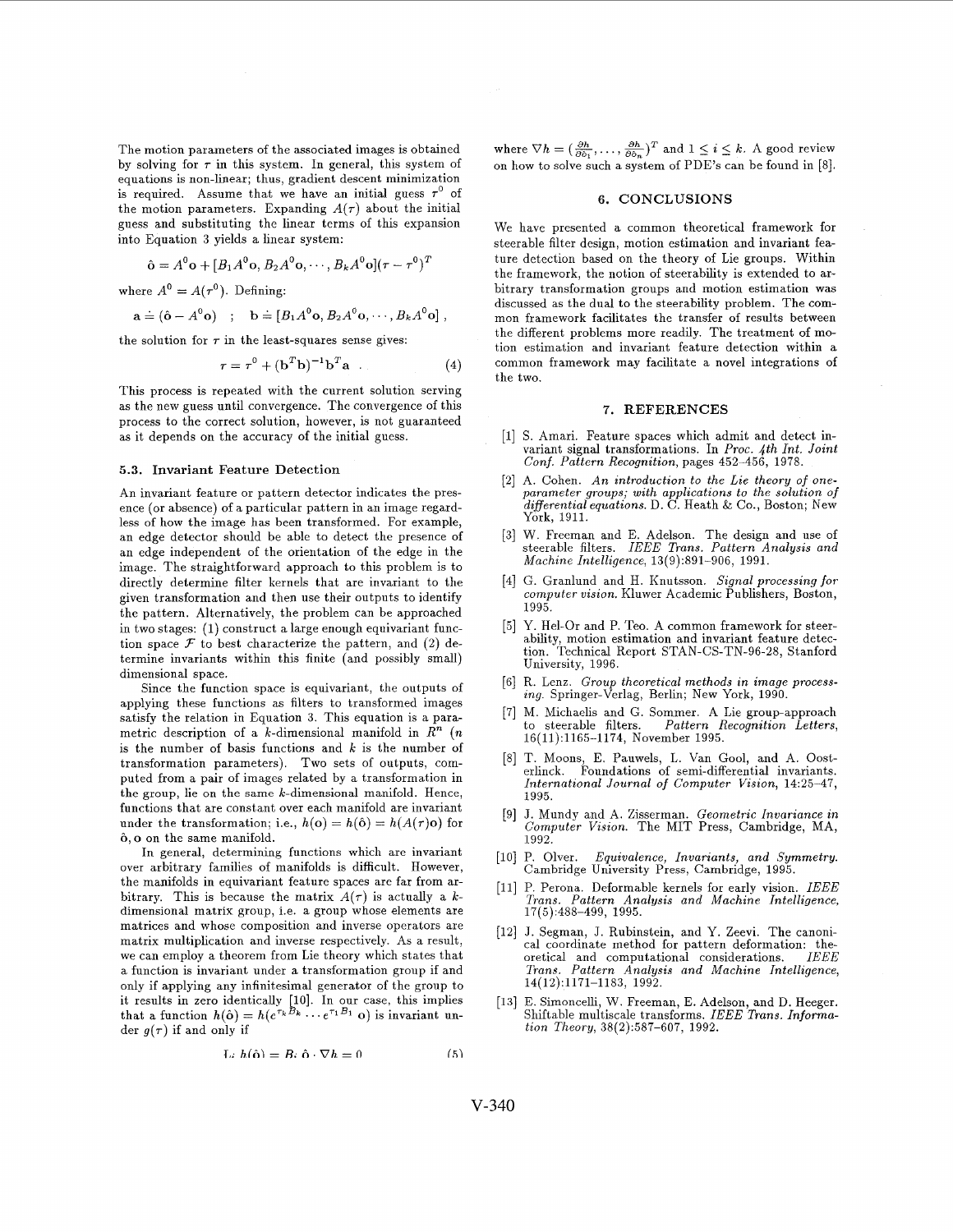The motion parameters of the associated images is obtained by solving for $\tau$ in this system. In general, this system of equations is non-linear; thus, gradient descent minimization is required. Assume that we have an initial guess $\tau^0$ of the motion parameters. Expanding $A(\tau)$ about the initial guess and substituting the linear terms of this expansion into Equation 3 yields a linear system:

$$\hat{\mathbf{o}} = A^0\mathbf{o} + [B_1 A^0\mathbf{o}, B_2 A^0\mathbf{o}, \cdots, B_k A^0\mathbf{o}](\tau - \tau^0)^T$$

where $A^0 = A(\tau^0)$. Defining:

$$\mathbf{a} \doteq (\hat{\mathbf{o}} - A^0\mathbf{o}) \quad ; \quad \mathbf{b} \doteq [B_1 A^0\mathbf{o}, B_2 A^0\mathbf{o}, \cdots, B_k A^0\mathbf{o}] \ ,$$

the solution for $\tau$ in the least-squares sense gives:

$$\tau = \tau^0 + (\mathbf{b}^T\mathbf{b})^{-1}\mathbf{b}^T\mathbf{a} \ . \quad (4)$$

This process is repeated with the current solution serving as the new guess until convergence. The convergence of this process to the correct solution, however, is not guaranteed as it depends on the accuracy of the initial guess.

### 5.3. Invariant Feature Detection

An invariant feature or pattern detector indicates the presence (or absence) of a particular pattern in an image regardless of how the image has been transformed. For example, an edge detector should be able to detect the presence of an edge independent of the orientation of the edge in the image. The straightforward approach to this problem is to directly determine filter kernels that are invariant to the given transformation and then use their outputs to identify the pattern. Alternatively, the problem can be approached in two stages: (1) construct a large enough equivariant function space $\mathcal{F}$ to best characterize the pattern, and (2) determine invariants within this finite (and possibly small) dimensional space.

Since the function space is equivariant, the outputs of applying these functions as filters to transformed images satisfy the relation in Equation 3. This equation is a parametric description of a $k$-dimensional manifold in $R^n$ ($n$ is the number of basis functions and $k$ is the number of transformation parameters). Two sets of outputs, computed from a pair of images related by a transformation in the group, lie on the same $k$-dimensional manifold. Hence, functions that are constant over each manifold are invariant under the transformation; i.e., $h(\mathbf{o}) = h(\hat{\mathbf{o}}) = h(A(\tau)\mathbf{o})$ for $\hat{\mathbf{o}}, \mathbf{o}$ on the same manifold.

In general, determining functions which are invariant over arbitrary families of manifolds is difficult. However, the manifolds in equivariant feature spaces are far from arbitrary. This is because the matrix $A(\tau)$ is actually a $k$-dimensional matrix group, i.e. a group whose elements are matrices and whose composition and inverse operators are matrix multiplication and inverse respectively. As a result, we can employ a theorem from Lie theory which states that a function is invariant under a transformation group if and only if applying any infinitesimal generator of the group to it results in zero identically [10]. In our case, this implies that a function $h(\hat{\mathbf{o}}) = h(e^{\tau_k B_k} \cdots e^{\tau_1 B_1} \mathbf{o})$ is invariant under $g(\tau)$ if and only if

$$L_i\, h(\hat{\mathbf{o}}) = B_i\, \hat{\mathbf{o}} \cdot \nabla h = 0 \quad (5)$$

where $\nabla h = (\frac{\partial h}{\partial \hat{o}_1}, \ldots, \frac{\partial h}{\partial \hat{o}_n})^T$ and $1 \leq i \leq k$. A good review on how to solve such a system of PDE's can be found in [8].

## 6. CONCLUSIONS

We have presented a common theoretical framework for steerable filter design, motion estimation and invariant feature detection based on the theory of Lie groups. Within the framework, the notion of steerability is extended to arbitrary transformation groups and motion estimation was discussed as the dual to the steerability problem. The common framework facilitates the transfer of results between the different problems more readily. The treatment of motion estimation and invariant feature detection within a common framework may facilitate a novel integrations of the two.

## 7. REFERENCES

[1] S. Amari. Feature spaces which admit and detect invariant signal transformations. In *Proc. 4th Int. Joint Conf. Pattern Recognition*, pages 452–456, 1978.

[2] A. Cohen. *An introduction to the Lie theory of one-parameter groups; with applications to the solution of differential equations*. D. C. Heath & Co., Boston; New York, 1911.

[3] W. Freeman and E. Adelson. The design and use of steerable filters. *IEEE Trans. Pattern Analysis and Machine Intelligence*, 13(9):891–906, 1991.

[4] G. Granlund and H. Knutsson. *Signal processing for computer vision*. Kluwer Academic Publishers, Boston, 1995.

[5] Y. Hel-Or and P. Teo. A common framework for steerability, motion estimation and invariant feature detection. Technical Report STAN-CS-TN-96-28, Stanford University, 1996.

[6] R. Lenz. *Group theoretical methods in image processing*. Springer-Verlag, Berlin; New York, 1990.

[7] M. Michaelis and G. Sommer. A Lie group-approach to steerable filters. *Pattern Recognition Letters*, 16(11):1165–1174, November 1995.

[8] T. Moons, E. Pauwels, L. Van Gool, and A. Oosterlinck. Foundations of semi-differential invariants. *International Journal of Computer Vision*, 14:25–47, 1995.

[9] J. Mundy and A. Zisserman. *Geometric Invariance in Computer Vision*. The MIT Press, Cambridge, MA, 1992.

[10] P. Olver. *Equivalence, Invariants, and Symmetry*. Cambridge University Press, Cambridge, 1995.

[11] P. Perona. Deformable kernels for early vision. *IEEE Trans. Pattern Analysis and Machine Intelligence*, 17(5):488–499, 1995.

[12] J. Segman, J. Rubinstein, and Y. Zeevi. The canonical coordinate method for pattern deformation: theoretical and computational considerations. *IEEE Trans. Pattern Analysis and Machine Intelligence*, 14(12):1171–1183, 1992.

[13] E. Simoncelli, W. Freeman, E. Adelson, and D. Heeger. Shiftable multiscale transforms. *IEEE Trans. Information Theory*, 38(2):587–607, 1992.